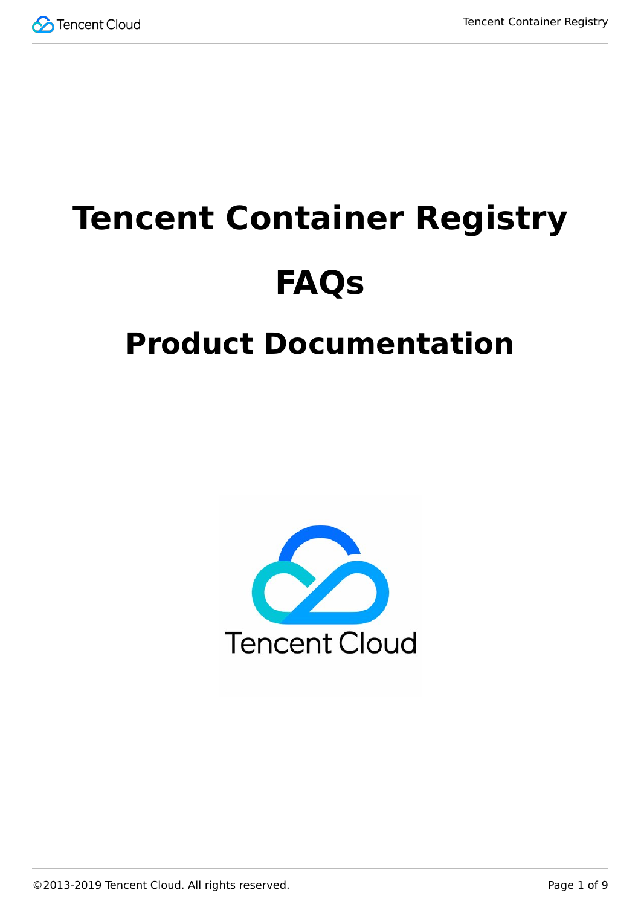# Tencent Container Registry

# FAQs

## Product Documentation

Tencent Cloud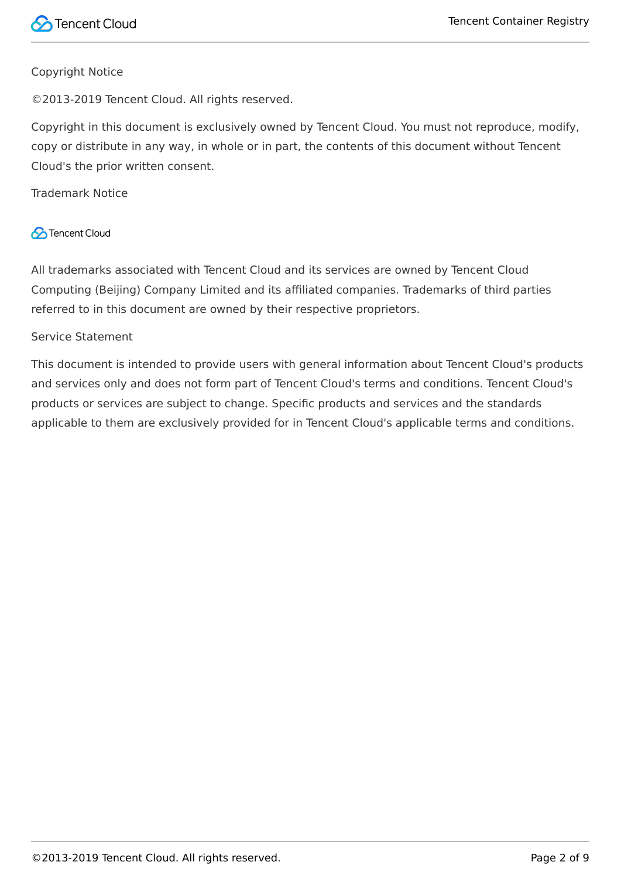Copyright Notice

©2013-2019 Tencent Cloud. All rights reserved.

Copyright in this document is exclusively owned by Tencent Cloud. You must not reproduce, modify, copy or distribute in any way, in whole or in part, the contents of this document without Tencent Cloud's the prior written consent.

Trademark Notice

Tencent Cloud

All trademarks associated with Tencent Cloud and its services are owned by Tencent Cloud Computing (Beijing) Company Limited and its affiliated companies. Trademarks of third parties referred to in this document are owned by their respective proprietors.

Service Statement

This document is intended to provide users with general information about Tencent Cloud's products and services only and does not form part of Tencent Cloud's terms and conditions. Tencent Cloud's products or services are subject to change. Specific products and services and the standards applicable to them are exclusively provided for in Tencent Cloud's applicable terms and conditions.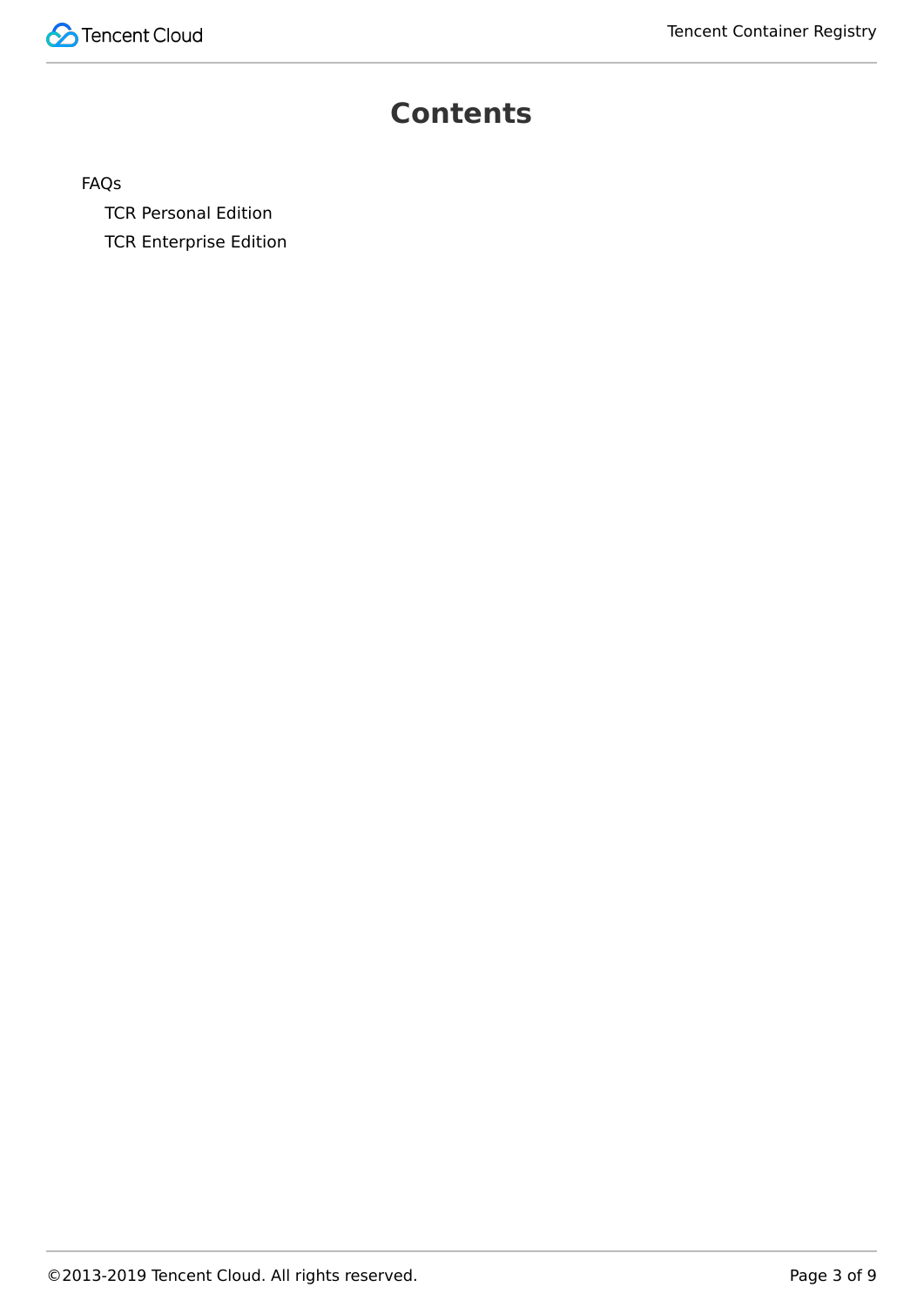# Contents

- FAQs
  - TCR Personal Edition
  - TCR Enterprise Edition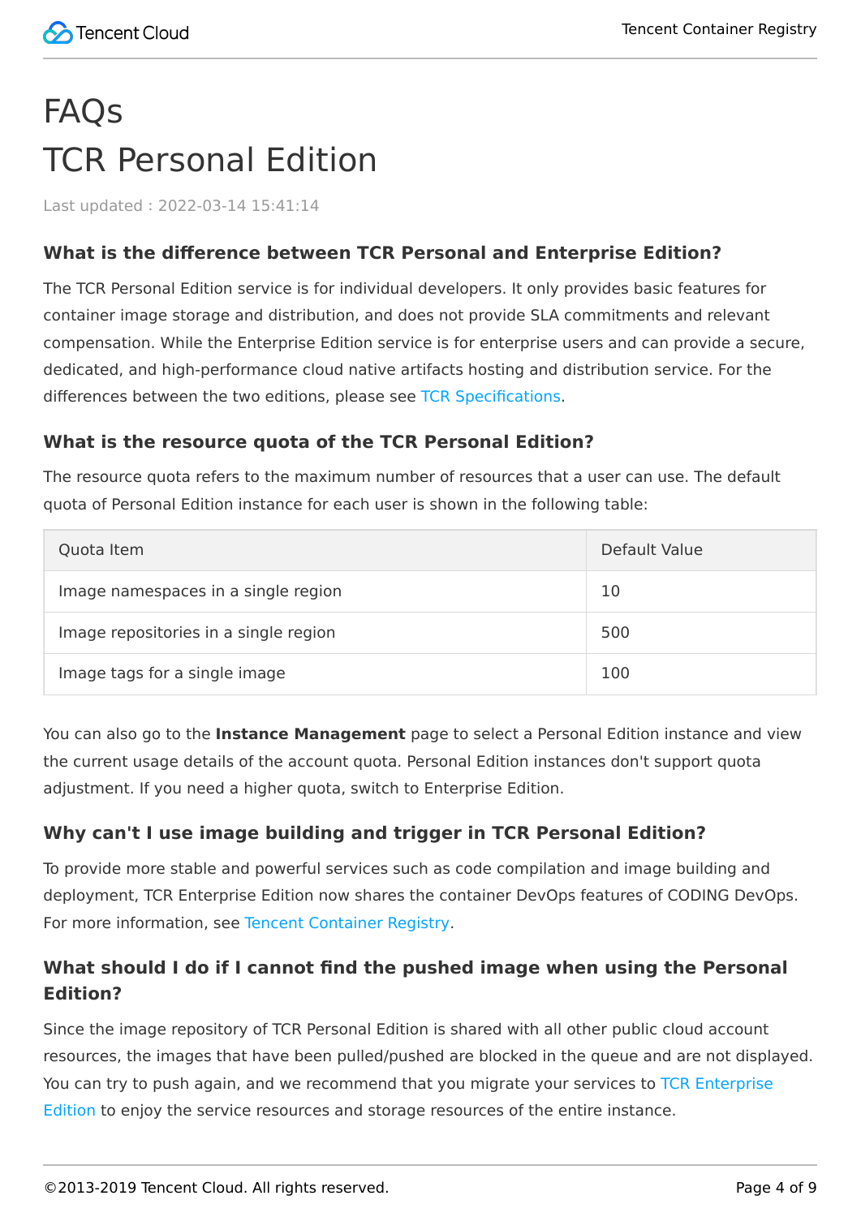# FAQs

# TCR Personal Edition

Last updated : 2022-03-14 15:41:14

### What is the difference between TCR Personal and Enterprise Edition?

The TCR Personal Edition service is for individual developers. It only provides basic features for container image storage and distribution, and does not provide SLA commitments and relevant compensation. While the Enterprise Edition service is for enterprise users and can provide a secure, dedicated, and high-performance cloud native artifacts hosting and distribution service. For the differences between the two editions, please see TCR Specifications.

### What is the resource quota of the TCR Personal Edition?

The resource quota refers to the maximum number of resources that a user can use. The default quota of Personal Edition instance for each user is shown in the following table:

| Quota Item | Default Value |
| --- | --- |
| Image namespaces in a single region | 10 |
| Image repositories in a single region | 500 |
| Image tags for a single image | 100 |

You can also go to the **Instance Management** page to select a Personal Edition instance and view the current usage details of the account quota. Personal Edition instances don't support quota adjustment. If you need a higher quota, switch to Enterprise Edition.

### Why can't I use image building and trigger in TCR Personal Edition?

To provide more stable and powerful services such as code compilation and image building and deployment, TCR Enterprise Edition now shares the container DevOps features of CODING DevOps. For more information, see Tencent Container Registry.

### What should I do if I cannot find the pushed image when using the Personal Edition?

Since the image repository of TCR Personal Edition is shared with all other public cloud account resources, the images that have been pulled/pushed are blocked in the queue and are not displayed. You can try to push again, and we recommend that you migrate your services to TCR Enterprise Edition to enjoy the service resources and storage resources of the entire instance.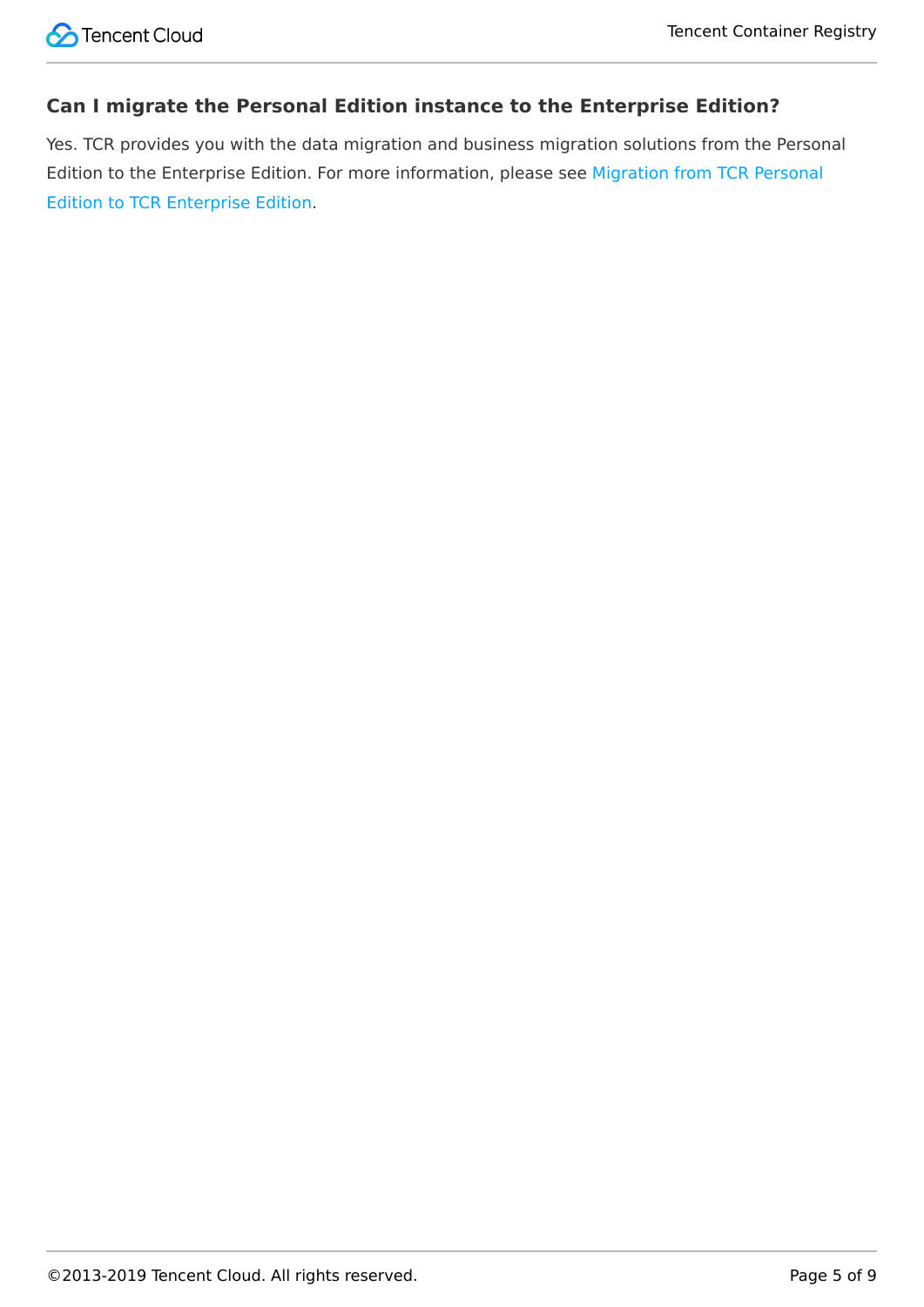### Can I migrate the Personal Edition instance to the Enterprise Edition?

Yes. TCR provides you with the data migration and business migration solutions from the Personal Edition to the Enterprise Edition. For more information, please see Migration from TCR Personal Edition to TCR Enterprise Edition.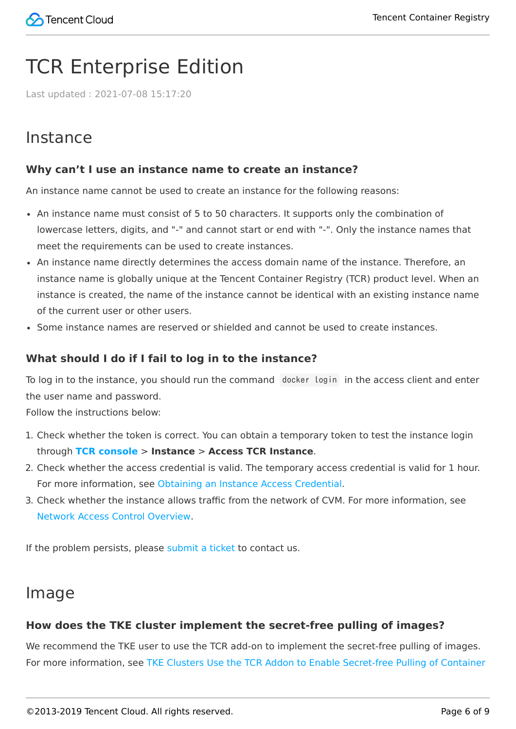# TCR Enterprise Edition

Last updated : 2021-07-08 15:17:20

## Instance

### Why can't I use an instance name to create an instance?

An instance name cannot be used to create an instance for the following reasons:

- An instance name must consist of 5 to 50 characters. It supports only the combination of lowercase letters, digits, and "-" and cannot start or end with "-". Only the instance names that meet the requirements can be used to create instances.
- An instance name directly determines the access domain name of the instance. Therefore, an instance name is globally unique at the Tencent Container Registry (TCR) product level. When an instance is created, the name of the instance cannot be identical with an existing instance name of the current user or other users.
- Some instance names are reserved or shielded and cannot be used to create instances.

### What should I do if I fail to log in to the instance?

To log in to the instance, you should run the command `docker login` in the access client and enter the user name and password.
Follow the instructions below:

1. Check whether the token is correct. You can obtain a temporary token to test the instance login through **TCR console** > **Instance** > **Access TCR Instance**.
2. Check whether the access credential is valid. The temporary access credential is valid for 1 hour. For more information, see Obtaining an Instance Access Credential.
3. Check whether the instance allows traffic from the network of CVM. For more information, see Network Access Control Overview.

If the problem persists, please submit a ticket to contact us.

## Image

### How does the TKE cluster implement the secret-free pulling of images?

We recommend the TKE user to use the TCR add-on to implement the secret-free pulling of images. For more information, see TKE Clusters Use the TCR Addon to Enable Secret-free Pulling of Container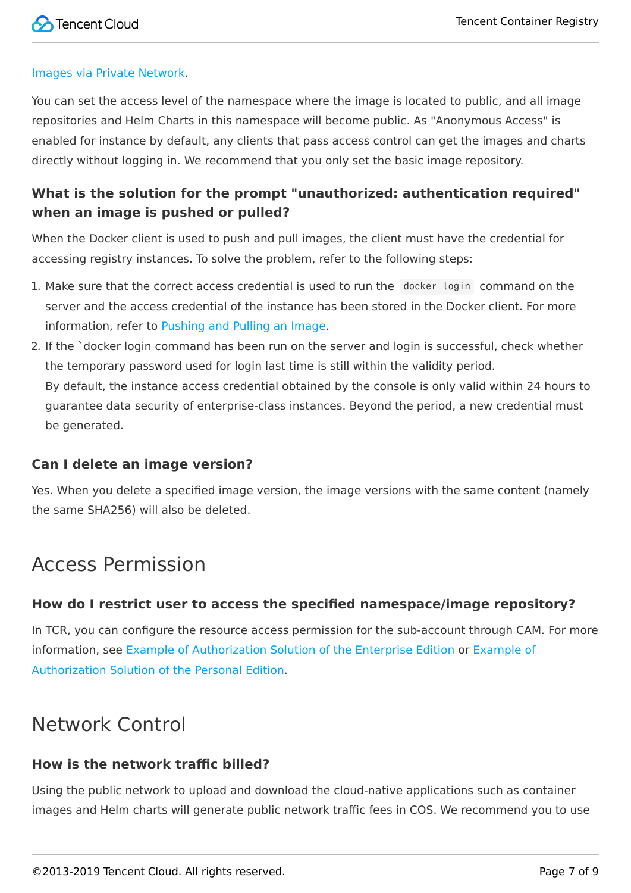Images via Private Network.

You can set the access level of the namespace where the image is located to public, and all image repositories and Helm Charts in this namespace will become public. As "Anonymous Access" is enabled for instance by default, any clients that pass access control can get the images and charts directly without logging in. We recommend that you only set the basic image repository.

### What is the solution for the prompt "unauthorized: authentication required" when an image is pushed or pulled?

When the Docker client is used to push and pull images, the client must have the credential for accessing registry instances. To solve the problem, refer to the following steps:

1. Make sure that the correct access credential is used to run the `docker login` command on the server and the access credential of the instance has been stored in the Docker client. For more information, refer to Pushing and Pulling an Image.
2. If the `docker login command has been run on the server and login is successful, check whether the temporary password used for login last time is still within the validity period.
   By default, the instance access credential obtained by the console is only valid within 24 hours to guarantee data security of enterprise-class instances. Beyond the period, a new credential must be generated.

### Can I delete an image version?

Yes. When you delete a specified image version, the image versions with the same content (namely the same SHA256) will also be deleted.

## Access Permission

### How do I restrict user to access the specified namespace/image repository?

In TCR, you can configure the resource access permission for the sub-account through CAM. For more information, see Example of Authorization Solution of the Enterprise Edition or Example of Authorization Solution of the Personal Edition.

## Network Control

### How is the network traffic billed?

Using the public network to upload and download the cloud-native applications such as container images and Helm charts will generate public network traffic fees in COS. We recommend you to use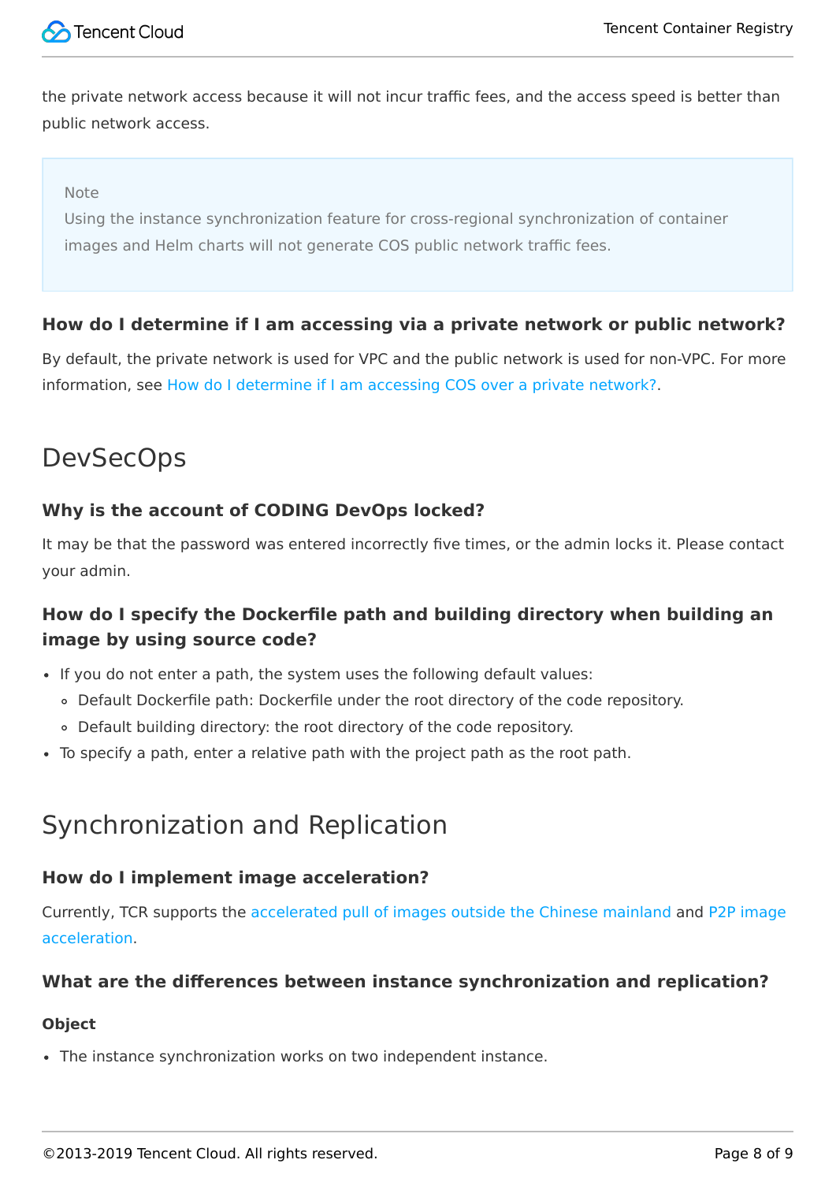the private network access because it will not incur traffic fees, and the access speed is better than public network access.

> Note
> Using the instance synchronization feature for cross-regional synchronization of container images and Helm charts will not generate COS public network traffic fees.

### How do I determine if I am accessing via a private network or public network?

By default, the private network is used for VPC and the public network is used for non-VPC. For more information, see How do I determine if I am accessing COS over a private network?.

## DevSecOps

### Why is the account of CODING DevOps locked?

It may be that the password was entered incorrectly five times, or the admin locks it. Please contact your admin.

### How do I specify the Dockerfile path and building directory when building an image by using source code?

- If you do not enter a path, the system uses the following default values:
  - Default Dockerfile path: Dockerfile under the root directory of the code repository.
  - Default building directory: the root directory of the code repository.
- To specify a path, enter a relative path with the project path as the root path.

## Synchronization and Replication

### How do I implement image acceleration?

Currently, TCR supports the accelerated pull of images outside the Chinese mainland and P2P image acceleration.

### What are the differences between instance synchronization and replication?

#### Object

- The instance synchronization works on two independent instance.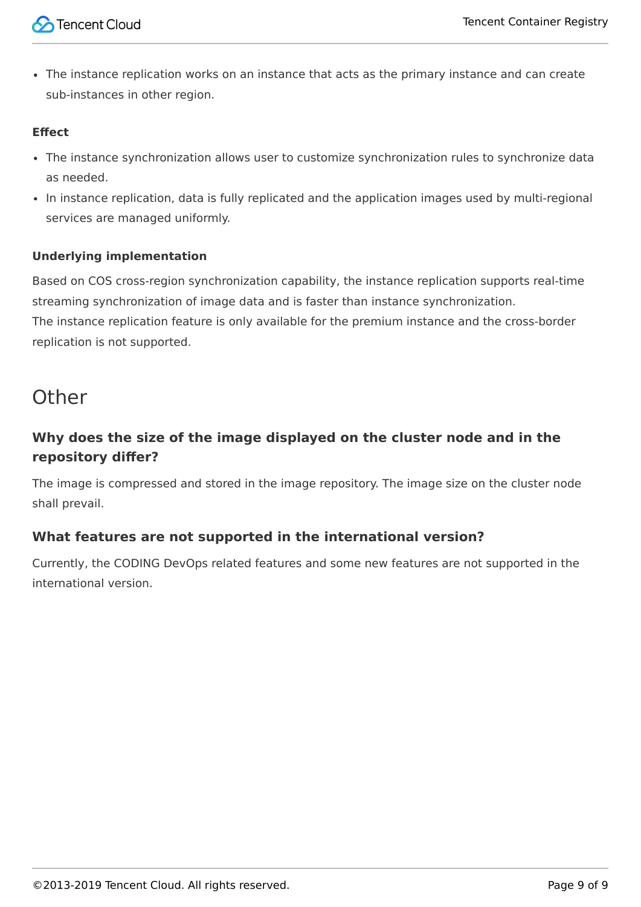- The instance replication works on an instance that acts as the primary instance and can create sub-instances in other region.

**Effect**

- The instance synchronization allows user to customize synchronization rules to synchronize data as needed.
- In instance replication, data is fully replicated and the application images used by multi-regional services are managed uniformly.

**Underlying implementation**

Based on COS cross-region synchronization capability, the instance replication supports real-time streaming synchronization of image data and is faster than instance synchronization.
The instance replication feature is only available for the premium instance and the cross-border replication is not supported.

## Other

### Why does the size of the image displayed on the cluster node and in the repository differ?

The image is compressed and stored in the image repository. The image size on the cluster node shall prevail.

### What features are not supported in the international version?

Currently, the CODING DevOps related features and some new features are not supported in the international version.